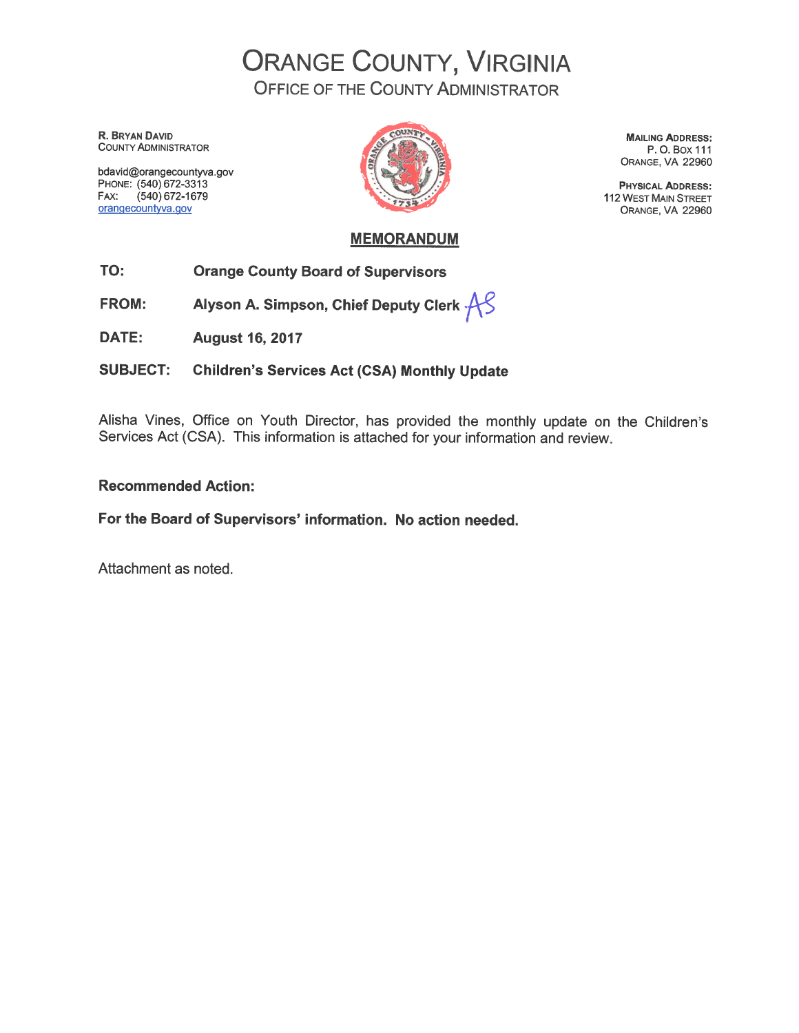# ORANGE COUNTY, VIRGINIA

## OFFICE OF THE COUNTY ADMINISTRATOR

R. BRYAN DAVID
COUNTY ADMINISTRATOR

bdavid@orangecountyva.gov
PHONE: (540) 672-3313
FAX: (540) 672-1679
orangecountyva.gov

MAILING ADDRESS:
P. O. BOX 111
ORANGE, VA 22960

PHYSICAL ADDRESS:
112 WEST MAIN STREET
ORANGE, VA 22960

## MEMORANDUM

**TO:** **Orange County Board of Supervisors**

**FROM:** **Alyson A. Simpson, Chief Deputy Clerk** AS

**DATE:** **August 16, 2017**

**SUBJECT:** **Children's Services Act (CSA) Monthly Update**

Alisha Vines, Office on Youth Director, has provided the monthly update on the Children's Services Act (CSA). This information is attached for your information and review.

**Recommended Action:**

**For the Board of Supervisors' information. No action needed.**

Attachment as noted.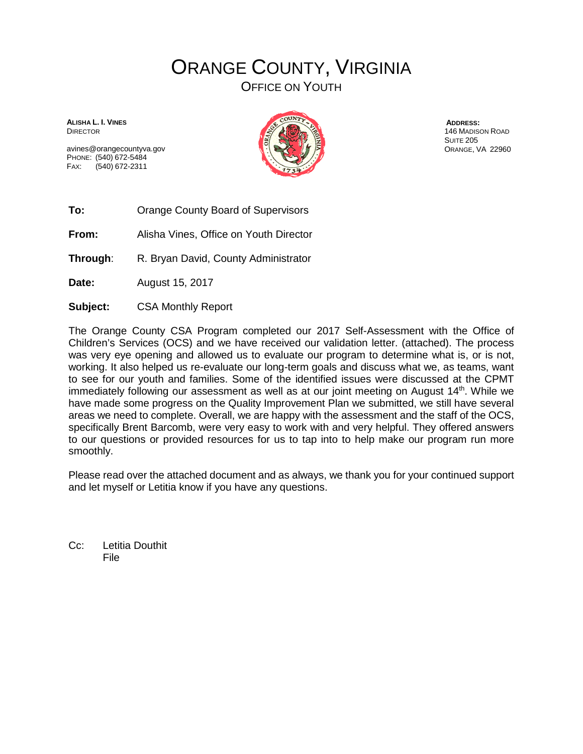# ORANGE COUNTY, VIRGINIA

## OFFICE ON YOUTH

**ALISHA L. I. VINES**
DIRECTOR

avines@orangecountyva.gov
PHONE: (540) 672-5484
FAX: (540) 672-2311

**ADDRESS:**
146 MADISON ROAD
SUITE 205
ORANGE, VA 22960

**To:** Orange County Board of Supervisors

**From:** Alisha Vines, Office on Youth Director

**Through**: R. Bryan David, County Administrator

**Date:** August 15, 2017

**Subject:** CSA Monthly Report

The Orange County CSA Program completed our 2017 Self-Assessment with the Office of Children's Services (OCS) and we have received our validation letter. (attached). The process was very eye opening and allowed us to evaluate our program to determine what is, or is not, working. It also helped us re-evaluate our long-term goals and discuss what we, as teams, want to see for our youth and families. Some of the identified issues were discussed at the CPMT immediately following our assessment as well as at our joint meeting on August 14th. While we have made some progress on the Quality Improvement Plan we submitted, we still have several areas we need to complete. Overall, we are happy with the assessment and the staff of the OCS, specifically Brent Barcomb, were very easy to work with and very helpful. They offered answers to our questions or provided resources for us to tap into to help make our program run more smoothly.

Please read over the attached document and as always, we thank you for your continued support and let myself or Letitia know if you have any questions.

Cc: Letitia Douthit
File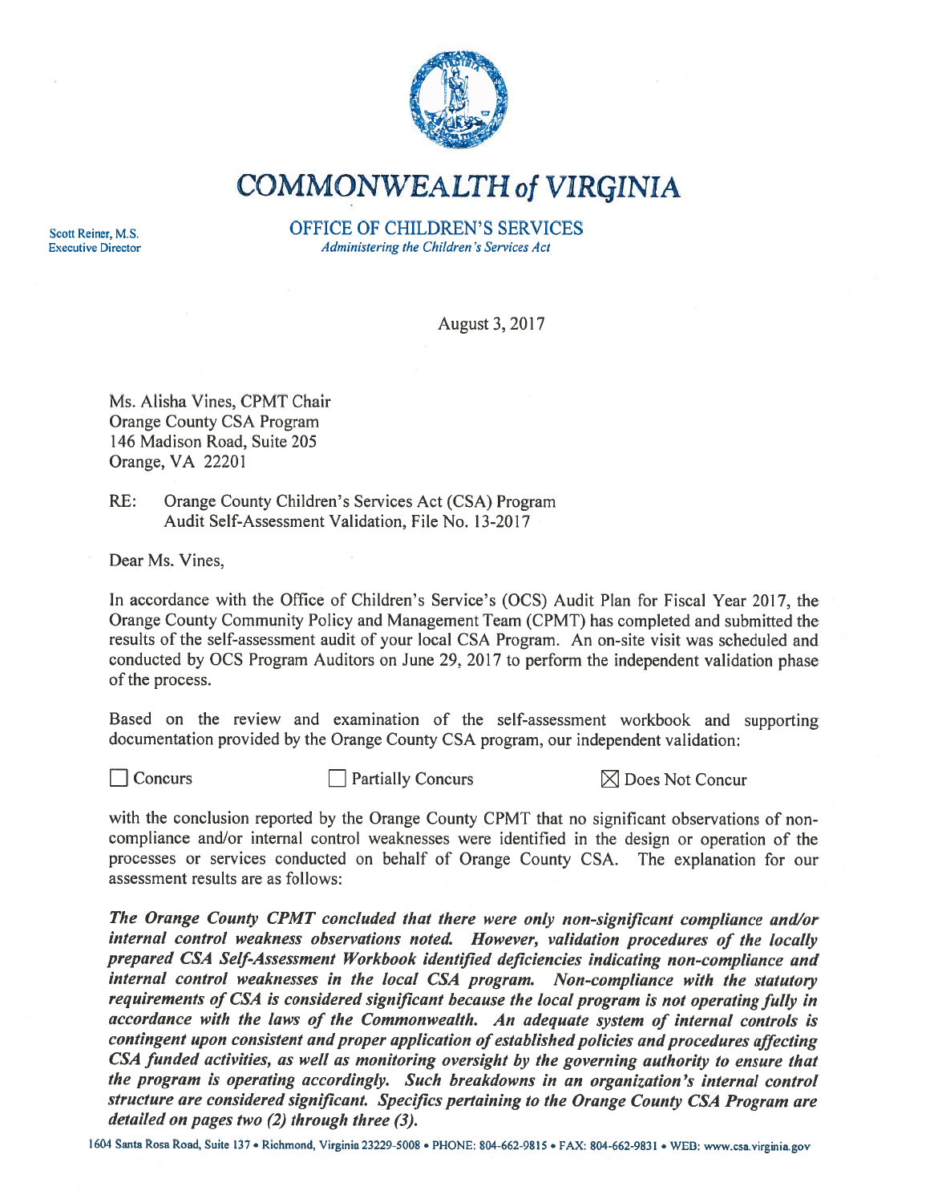# COMMONWEALTH of VIRGINIA

Scott Reiner, M.S.
Executive Director

OFFICE OF CHILDREN'S SERVICES
*Administering the Children's Services Act*

August 3, 2017

Ms. Alisha Vines, CPMT Chair
Orange County CSA Program
146 Madison Road, Suite 205
Orange, VA 22201

RE: Orange County Children's Services Act (CSA) Program
Audit Self-Assessment Validation, File No. 13-2017

Dear Ms. Vines,

In accordance with the Office of Children's Service's (OCS) Audit Plan for Fiscal Year 2017, the Orange County Community Policy and Management Team (CPMT) has completed and submitted the results of the self-assessment audit of your local CSA Program. An on-site visit was scheduled and conducted by OCS Program Auditors on June 29, 2017 to perform the independent validation phase of the process.

Based on the review and examination of the self-assessment workbook and supporting documentation provided by the Orange County CSA program, our independent validation:

☐ Concurs ☐ Partially Concurs ☒ Does Not Concur

with the conclusion reported by the Orange County CPMT that no significant observations of non-compliance and/or internal control weaknesses were identified in the design or operation of the processes or services conducted on behalf of Orange County CSA. The explanation for our assessment results are as follows:

***The Orange County CPMT concluded that there were only non-significant compliance and/or internal control weakness observations noted. However, validation procedures of the locally prepared CSA Self-Assessment Workbook identified deficiencies indicating non-compliance and internal control weaknesses in the local CSA program. Non-compliance with the statutory requirements of CSA is considered significant because the local program is not operating fully in accordance with the laws of the Commonwealth. An adequate system of internal controls is contingent upon consistent and proper application of established policies and procedures affecting CSA funded activities, as well as monitoring oversight by the governing authority to ensure that the program is operating accordingly. Such breakdowns in an organization's internal control structure are considered significant. Specifics pertaining to the Orange County CSA Program are detailed on pages two (2) through three (3).***

1604 Santa Rosa Road, Suite 137 • Richmond, Virginia 23229-5008 • PHONE: 804-662-9815 • FAX: 804-662-9831 • WEB: www.csa.virginia.gov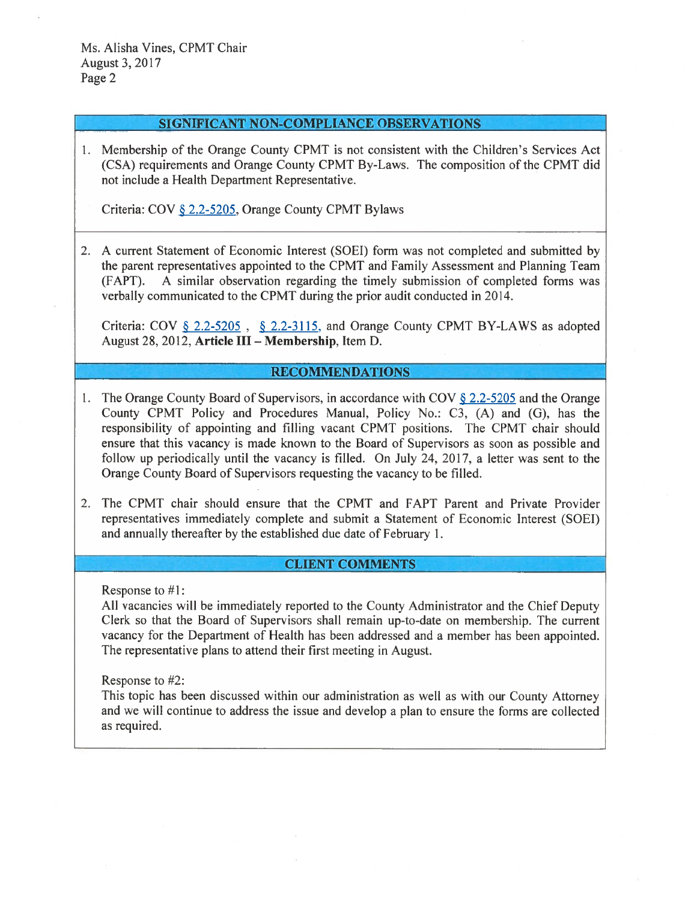## SIGNIFICANT NON-COMPLIANCE OBSERVATIONS

1. Membership of the Orange County CPMT is not consistent with the Children's Services Act (CSA) requirements and Orange County CPMT By-Laws. The composition of the CPMT did not include a Health Department Representative.

   Criteria: COV § 2.2-5205, Orange County CPMT Bylaws

2. A current Statement of Economic Interest (SOEI) form was not completed and submitted by the parent representatives appointed to the CPMT and Family Assessment and Planning Team (FAPT). A similar observation regarding the timely submission of completed forms was verbally communicated to the CPMT during the prior audit conducted in 2014.

   Criteria: COV § 2.2-5205 , § 2.2-3115, and Orange County CPMT BY-LAWS as adopted August 28, 2012, **Article III – Membership**, Item D.

## RECOMMENDATIONS

1. The Orange County Board of Supervisors, in accordance with COV § 2.2-5205 and the Orange County CPMT Policy and Procedures Manual, Policy No.: C3, (A) and (G), has the responsibility of appointing and filling vacant CPMT positions. The CPMT chair should ensure that this vacancy is made known to the Board of Supervisors as soon as possible and follow up periodically until the vacancy is filled. On July 24, 2017, a letter was sent to the Orange County Board of Supervisors requesting the vacancy to be filled.

2. The CPMT chair should ensure that the CPMT and FAPT Parent and Private Provider representatives immediately complete and submit a Statement of Economic Interest (SOEI) and annually thereafter by the established due date of February 1.

## CLIENT COMMENTS

Response to #1:
All vacancies will be immediately reported to the County Administrator and the Chief Deputy Clerk so that the Board of Supervisors shall remain up-to-date on membership. The current vacancy for the Department of Health has been addressed and a member has been appointed. The representative plans to attend their first meeting in August.

Response to #2:
This topic has been discussed within our administration as well as with our County Attorney and we will continue to address the issue and develop a plan to ensure the forms are collected as required.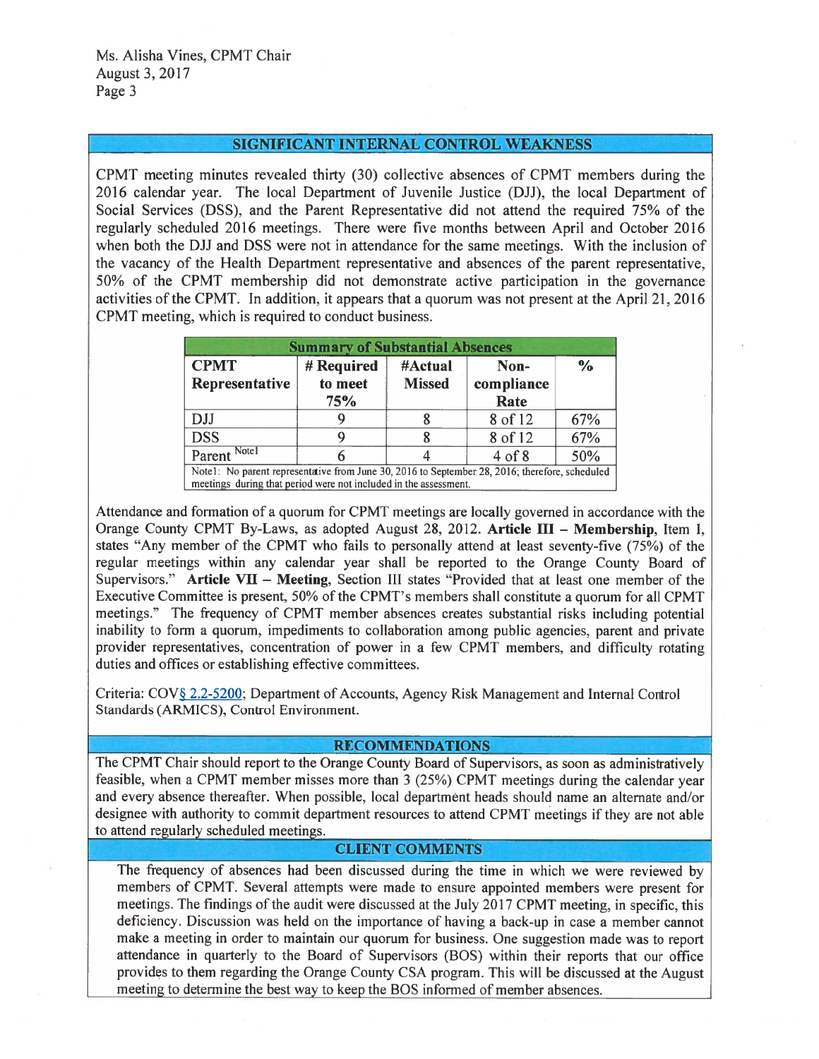## SIGNIFICANT INTERNAL CONTROL WEAKNESS

CPMT meeting minutes revealed thirty (30) collective absences of CPMT members during the 2016 calendar year. The local Department of Juvenile Justice (DJJ), the local Department of Social Services (DSS), and the Parent Representative did not attend the required 75% of the regularly scheduled 2016 meetings. There were five months between April and October 2016 when both the DJJ and DSS were not in attendance for the same meetings. With the inclusion of the vacancy of the Health Department representative and absences of the parent representative, 50% of the CPMT membership did not demonstrate active participation in the governance activities of the CPMT. In addition, it appears that a quorum was not present at the April 21, 2016 CPMT meeting, which is required to conduct business.

| Summary of Substantial Absences | | | | |
|---|---|---|---|---|
| **CPMT Representative** | **# Required to meet 75%** | **#Actual Missed** | **Non-compliance Rate** | **%** |
| DJJ | 9 | 8 | 8 of 12 | 67% |
| DSS | 9 | 8 | 8 of 12 | 67% |
| Parent [Note1] | 6 | 4 | 4 of 8 | 50% |

Note1: No parent representative from June 30, 2016 to September 28, 2016; therefore, scheduled meetings during that period were not included in the assessment.

Attendance and formation of a quorum for CPMT meetings are locally governed in accordance with the Orange County CPMT By-Laws, as adopted August 28, 2012. **Article III – Membership**, Item I, states "Any member of the CPMT who fails to personally attend at least seventy-five (75%) of the regular meetings within any calendar year shall be reported to the Orange County Board of Supervisors." **Article VII – Meeting**, Section III states "Provided that at least one member of the Executive Committee is present, 50% of the CPMT's members shall constitute a quorum for all CPMT meetings." The frequency of CPMT member absences creates substantial risks including potential inability to form a quorum, impediments to collaboration among public agencies, parent and private provider representatives, concentration of power in a few CPMT members, and difficulty rotating duties and offices or establishing effective committees.

Criteria: COV§ 2.2-5200; Department of Accounts, Agency Risk Management and Internal Control Standards (ARMICS), Control Environment.

## RECOMMENDATIONS

The CPMT Chair should report to the Orange County Board of Supervisors, as soon as administratively feasible, when a CPMT member misses more than 3 (25%) CPMT meetings during the calendar year and every absence thereafter. When possible, local department heads should name an alternate and/or designee with authority to commit department resources to attend CPMT meetings if they are not able to attend regularly scheduled meetings.

## CLIENT COMMENTS

The frequency of absences had been discussed during the time in which we were reviewed by members of CPMT. Several attempts were made to ensure appointed members were present for meetings. The findings of the audit were discussed at the July 2017 CPMT meeting, in specific, this deficiency. Discussion was held on the importance of having a back-up in case a member cannot make a meeting in order to maintain our quorum for business. One suggestion made was to report attendance in quarterly to the Board of Supervisors (BOS) within their reports that our office provides to them regarding the Orange County CSA program. This will be discussed at the August meeting to determine the best way to keep the BOS informed of member absences.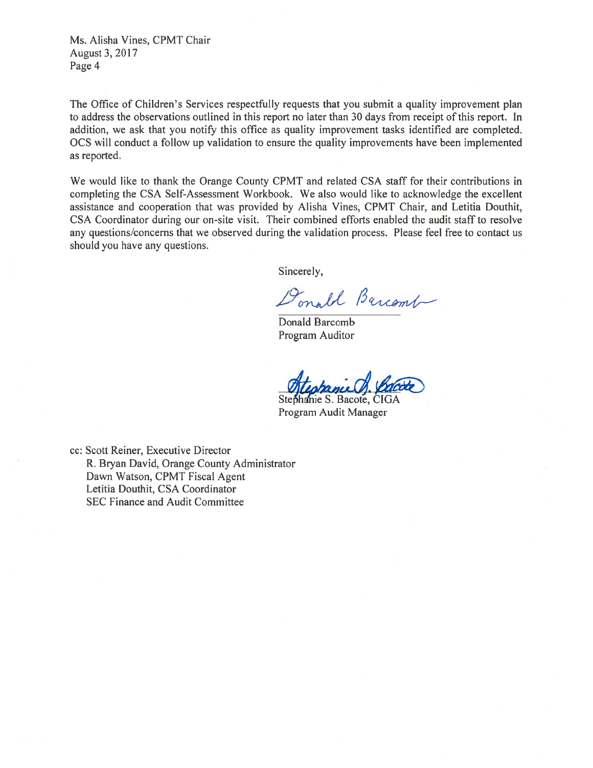Ms. Alisha Vines, CPMT Chair
August 3, 2017

The Office of Children's Services respectfully requests that you submit a quality improvement plan to address the observations outlined in this report no later than 30 days from receipt of this report. In addition, we ask that you notify this office as quality improvement tasks identified are completed. OCS will conduct a follow up validation to ensure the quality improvements have been implemented as reported.

We would like to thank the Orange County CPMT and related CSA staff for their contributions in completing the CSA Self-Assessment Workbook. We also would like to acknowledge the excellent assistance and cooperation that was provided by Alisha Vines, CPMT Chair, and Letitia Douthit, CSA Coordinator during our on-site visit. Their combined efforts enabled the audit staff to resolve any questions/concerns that we observed during the validation process. Please feel free to contact us should you have any questions.

Sincerely,

Donald Barcomb
Program Auditor

Stephanie S. Bacote, CIGA
Program Audit Manager

cc: Scott Reiner, Executive Director
R. Bryan David, Orange County Administrator
Dawn Watson, CPMT Fiscal Agent
Letitia Douthit, CSA Coordinator
SEC Finance and Audit Committee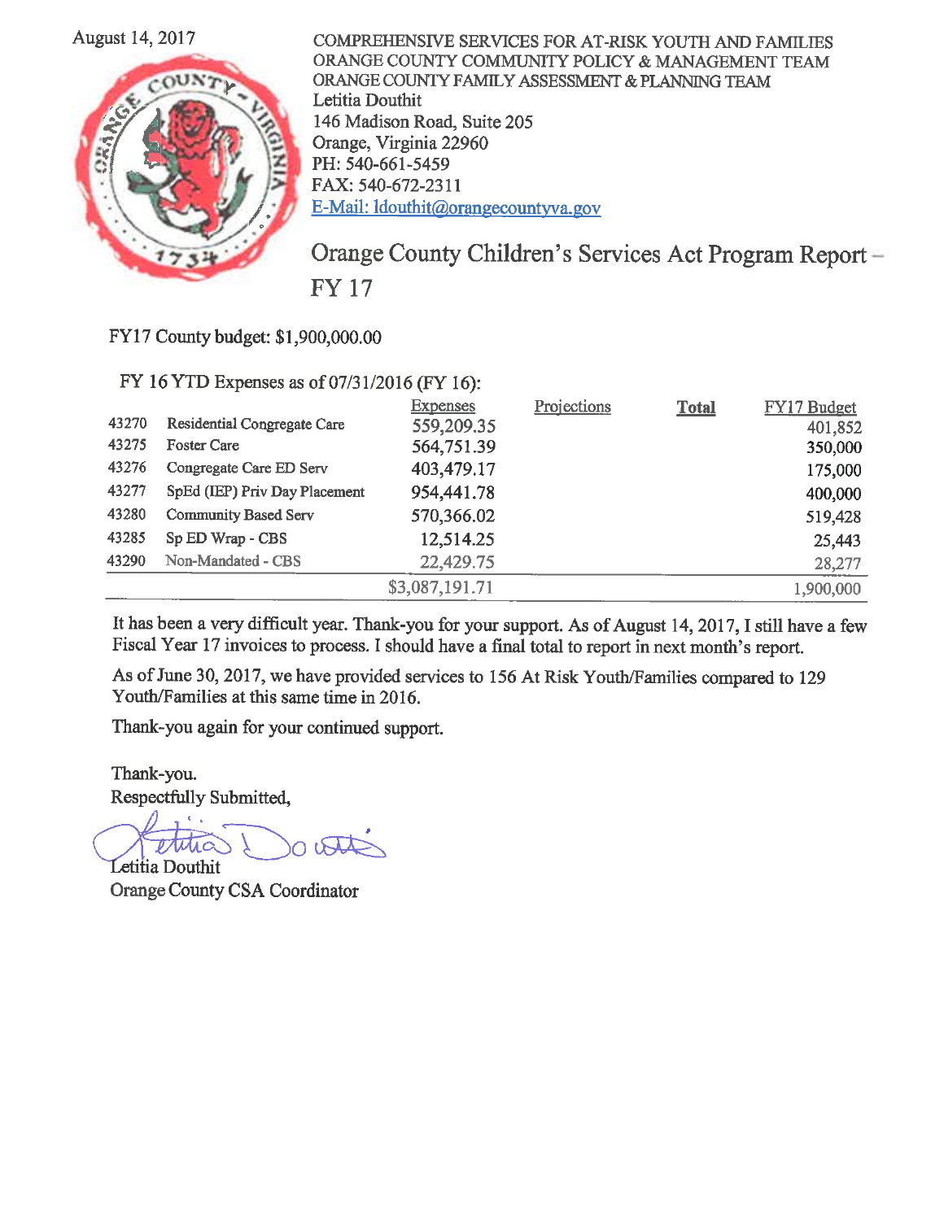August 14, 2017

COMPREHENSIVE SERVICES FOR AT-RISK YOUTH AND FAMILIES
ORANGE COUNTY COMMUNITY POLICY & MANAGEMENT TEAM
ORANGE COUNTY FAMILY ASSESSMENT & PLANNING TEAM
Letitia Douthit
146 Madison Road, Suite 205
Orange, Virginia 22960
PH: 540-661-5459
FAX: 540-672-2311
E-Mail: ldouthit@orangecountyva.gov

# Orange County Children's Services Act Program Report – FY 17

FY17 County budget: $1,900,000.00

FY 16 YTD Expenses as of 07/31/2016 (FY 16):

| | | Expenses | Projections | **Total** | FY17 Budget |
|---|---|---|---|---|---|
| 43270 | Residential Congregate Care | 559,209.35 | | | 401,852 |
| 43275 | Foster Care | 564,751.39 | | | 350,000 |
| 43276 | Congregate Care ED Serv | 403,479.17 | | | 175,000 |
| 43277 | SpEd (IEP) Priv Day Placement | 954,441.78 | | | 400,000 |
| 43280 | Community Based Serv | 570,366.02 | | | 519,428 |
| 43285 | Sp ED Wrap - CBS | 12,514.25 | | | 25,443 |
| 43290 | Non-Mandated - CBS | 22,429.75 | | | 28,277 |
| | | $3,087,191.71 | | | 1,900,000 |

It has been a very difficult year. Thank-you for your support. As of August 14, 2017, I still have a few Fiscal Year 17 invoices to process. I should have a final total to report in next month's report.

As of June 30, 2017, we have provided services to 156 At Risk Youth/Families compared to 129 Youth/Families at this same time in 2016.

Thank-you again for your continued support.

Thank-you.
Respectfully Submitted,

Letitia Douthit
Orange County CSA Coordinator